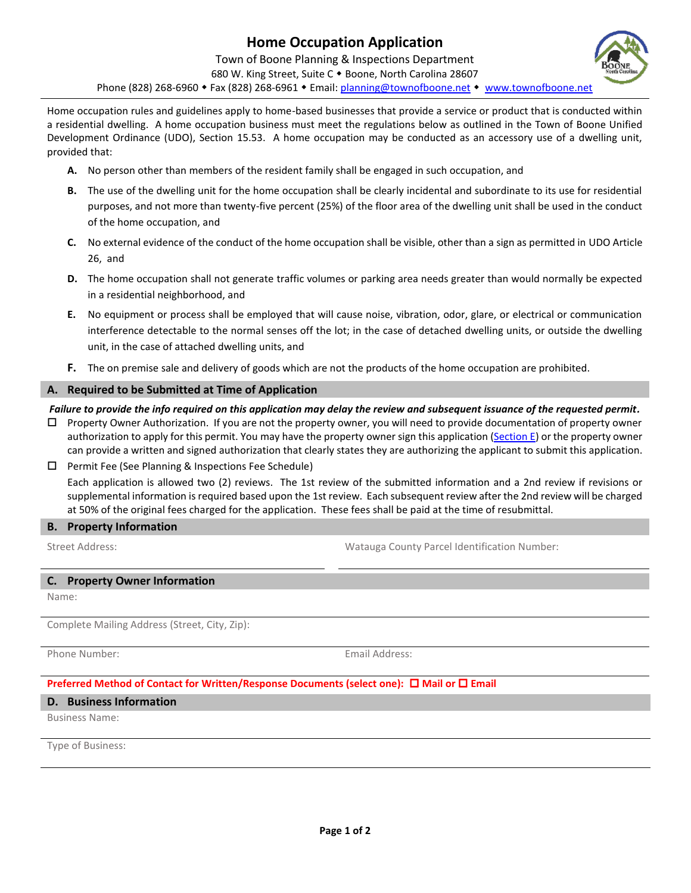# Home Occupation Application

Town of Boone Planning & Inspections Department
680 W. King Street, Suite C ◆ Boone, North Carolina 28607
Phone (828) 268-6960 ◆ Fax (828) 268-6961 ◆ Email: planning@townofboone.net ◆ www.townofboone.net

Home occupation rules and guidelines apply to home-based businesses that provide a service or product that is conducted within a residential dwelling. A home occupation business must meet the regulations below as outlined in the Town of Boone Unified Development Ordinance (UDO), Section 15.53. A home occupation may be conducted as an accessory use of a dwelling unit, provided that:

- **A.** No person other than members of the resident family shall be engaged in such occupation, and
- **B.** The use of the dwelling unit for the home occupation shall be clearly incidental and subordinate to its use for residential purposes, and not more than twenty-five percent (25%) of the floor area of the dwelling unit shall be used in the conduct of the home occupation, and
- **C.** No external evidence of the conduct of the home occupation shall be visible, other than a sign as permitted in UDO Article 26, and
- **D.** The home occupation shall not generate traffic volumes or parking area needs greater than would normally be expected in a residential neighborhood, and
- **E.** No equipment or process shall be employed that will cause noise, vibration, odor, glare, or electrical or communication interference detectable to the normal senses off the lot; in the case of detached dwelling units, or outside the dwelling unit, in the case of attached dwelling units, and
- **F.** The on premise sale and delivery of goods which are not the products of the home occupation are prohibited.

## A. Required to be Submitted at Time of Application

***Failure to provide the info required on this application may delay the review and subsequent issuance of the requested permit.***

- ☐ Property Owner Authorization. If you are not the property owner, you will need to provide documentation of property owner authorization to apply for this permit. You may have the property owner sign this application (Section E) or the property owner can provide a written and signed authorization that clearly states they are authorizing the applicant to submit this application.
- ☐ Permit Fee (See Planning & Inspections Fee Schedule)

  Each application is allowed two (2) reviews. The 1st review of the submitted information and a 2nd review if revisions or supplemental information is required based upon the 1st review. Each subsequent review after the 2nd review will be charged at 50% of the original fees charged for the application. These fees shall be paid at the time of resubmittal.

## B. Property Information

Street Address: ____________________ Watauga County Parcel Identification Number: ____________________

## C. Property Owner Information

Name: ____________________

Complete Mailing Address (Street, City, Zip): ____________________

Phone Number: ____________________ Email Address: ____________________

**Preferred Method of Contact for Written/Response Documents (select one): ☐ Mail or ☐ Email**

## D. Business Information

Business Name: ____________________

Type of Business: ____________________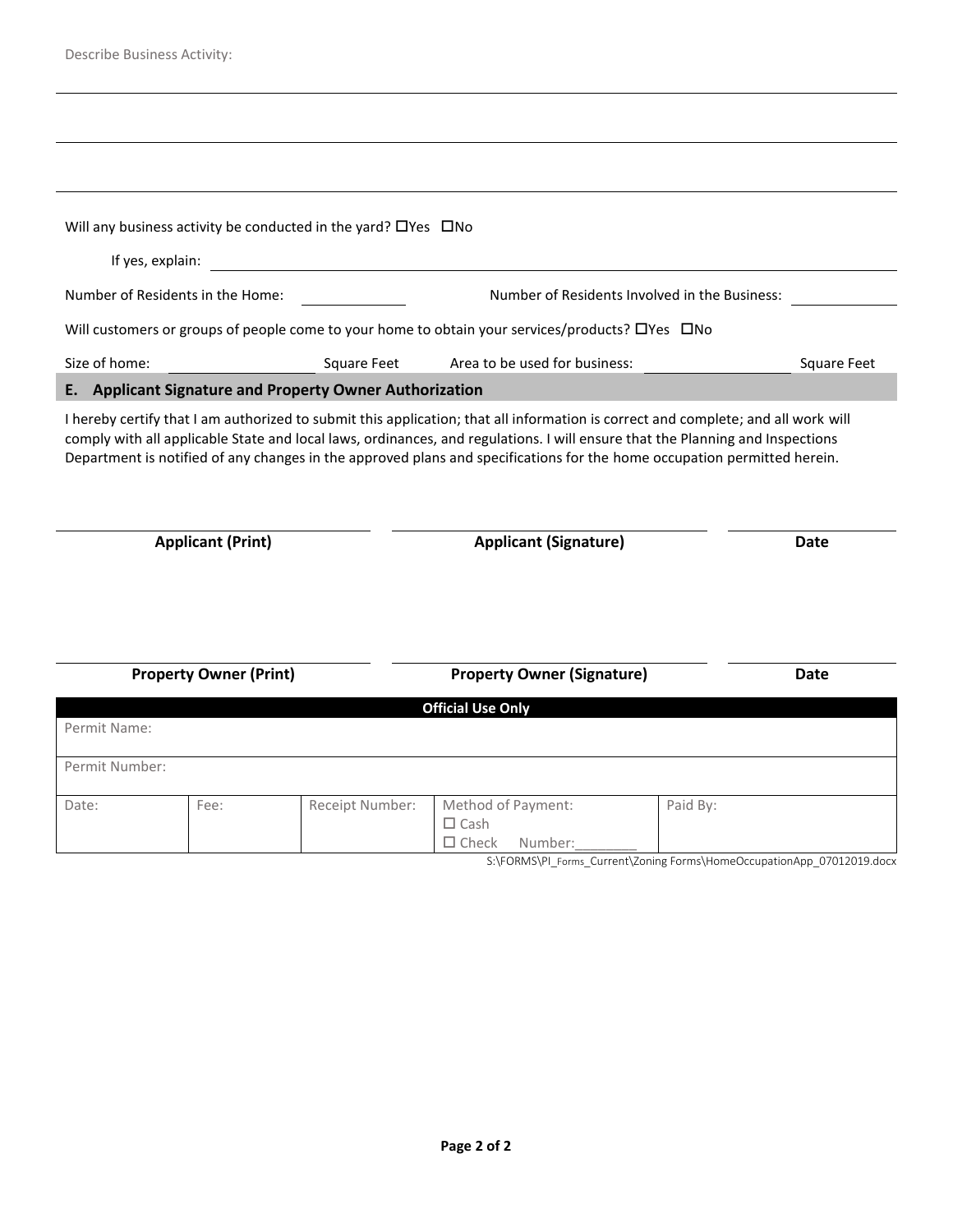Describe Business Activity:

______________________________________________________________________________

______________________________________________________________________________

______________________________________________________________________________

Will any business activity be conducted in the yard? ☐Yes ☐No

If yes, explain: ______________________________________________________________

Number of Residents in the Home: __________ Number of Residents Involved in the Business: __________

Will customers or groups of people come to your home to obtain your services/products? ☐Yes ☐No

Size of home: ______________ Square Feet Area to be used for business: ______________ Square Feet

## E. Applicant Signature and Property Owner Authorization

I hereby certify that I am authorized to submit this application; that all information is correct and complete; and all work will comply with all applicable State and local laws, ordinances, and regulations. I will ensure that the Planning and Inspections Department is notified of any changes in the approved plans and specifications for the home occupation permitted herein.

| | | |
|---|---|---|
| **Applicant (Print)** | **Applicant (Signature)** | **Date** |

| | | |
|---|---|---|
| **Property Owner (Print)** | **Property Owner (Signature)** | **Date** |

| **Official Use Only** | | | | |
|---|---|---|---|---|
| Permit Name: | | | | |
| Permit Number: | | | | |
| Date: | Fee: | Receipt Number: | Method of Payment:<br>☐ Cash<br>☐ Check Number:________ | Paid By: |

S:\FORMS\PI_Forms_Current\Zoning Forms\HomeOccupationApp_07012019.docx